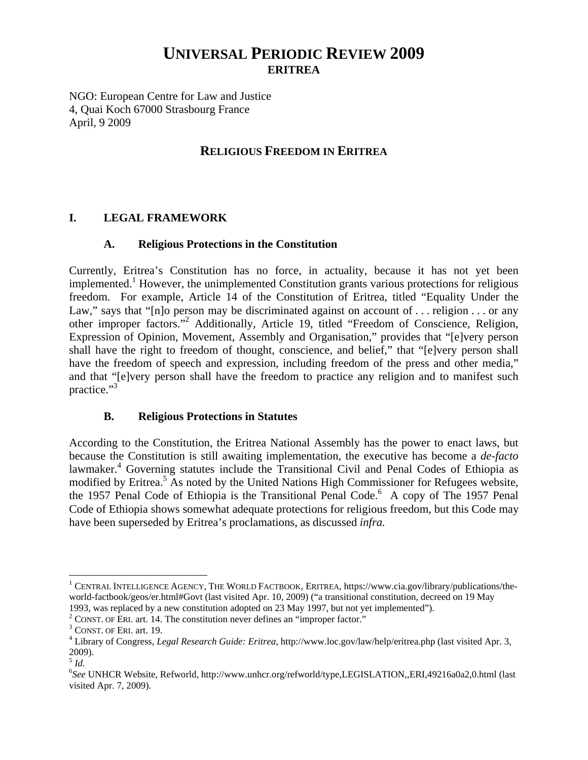# UNIVERSAL PERIODIC REVIEW 2009
## ERITREA

NGO: European Centre for Law and Justice
4, Quai Koch 67000 Strasbourg France
April, 9 2009

## RELIGIOUS FREEDOM IN ERITREA

### I. LEGAL FRAMEWORK

#### A. Religious Protections in the Constitution

Currently, Eritrea's Constitution has no force, in actuality, because it has not yet been implemented.[1] However, the unimplemented Constitution grants various protections for religious freedom. For example, Article 14 of the Constitution of Eritrea, titled "Equality Under the Law," says that "[n]o person may be discriminated against on account of . . . religion . . . or any other improper factors."[2] Additionally, Article 19, titled "Freedom of Conscience, Religion, Expression of Opinion, Movement, Assembly and Organisation," provides that "[e]very person shall have the right to freedom of thought, conscience, and belief," that "[e]very person shall have the freedom of speech and expression, including freedom of the press and other media," and that "[e]very person shall have the freedom to practice any religion and to manifest such practice."[3]

#### B. Religious Protections in Statutes

According to the Constitution, the Eritrea National Assembly has the power to enact laws, but because the Constitution is still awaiting implementation, the executive has become a *de-facto* lawmaker.[4] Governing statutes include the Transitional Civil and Penal Codes of Ethiopia as modified by Eritrea.[5] As noted by the United Nations High Commissioner for Refugees website, the 1957 Penal Code of Ethiopia is the Transitional Penal Code.[6] A copy of The 1957 Penal Code of Ethiopia shows somewhat adequate protections for religious freedom, but this Code may have been superseded by Eritrea's proclamations, as discussed *infra.*

---

[1] CENTRAL INTELLIGENCE AGENCY, THE WORLD FACTBOOK, ERITREA, https://www.cia.gov/library/publications/the-world-factbook/geos/er.html#Govt (last visited Apr. 10, 2009) ("a transitional constitution, decreed on 19 May 1993, was replaced by a new constitution adopted on 23 May 1997, but not yet implemented").

[2] CONST. OF ERI. art. 14. The constitution never defines an "improper factor."

[3] CONST. OF ERI. art. 19.

[4] Library of Congress, *Legal Research Guide: Eritrea*, http://www.loc.gov/law/help/eritrea.php (last visited Apr. 3, 2009).

[5] *Id.*

[6] *See* UNHCR Website, Refworld, http://www.unhcr.org/refworld/type,LEGISLATION,,ERI,49216a0a2,0.html (last visited Apr. 7, 2009).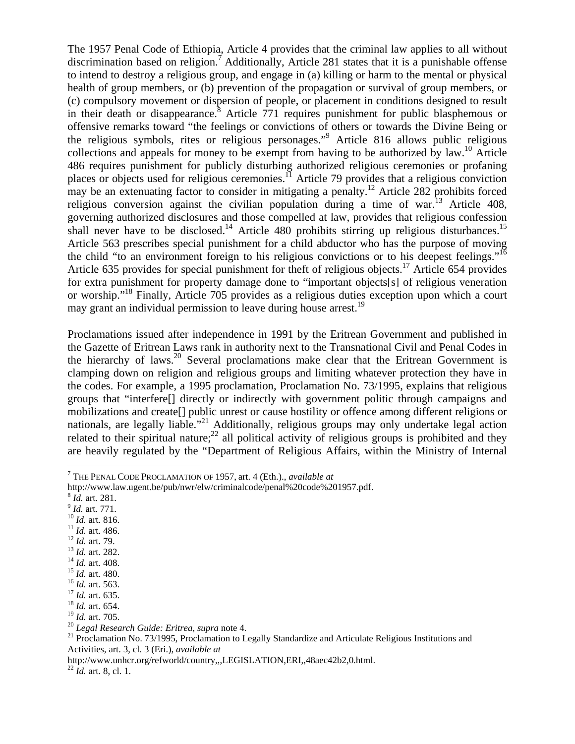The 1957 Penal Code of Ethiopia, Article 4 provides that the criminal law applies to all without discrimination based on religion.[7] Additionally, Article 281 states that it is a punishable offense to intend to destroy a religious group, and engage in (a) killing or harm to the mental or physical health of group members, or (b) prevention of the propagation or survival of group members, or (c) compulsory movement or dispersion of people, or placement in conditions designed to result in their death or disappearance.[8] Article 771 requires punishment for public blasphemous or offensive remarks toward "the feelings or convictions of others or towards the Divine Being or the religious symbols, rites or religious personages."[9] Article 816 allows public religious collections and appeals for money to be exempt from having to be authorized by law.[10] Article 486 requires punishment for publicly disturbing authorized religious ceremonies or profaning places or objects used for religious ceremonies.[11] Article 79 provides that a religious conviction may be an extenuating factor to consider in mitigating a penalty.[12] Article 282 prohibits forced religious conversion against the civilian population during a time of war.[13] Article 408, governing authorized disclosures and those compelled at law, provides that religious confession shall never have to be disclosed.[14] Article 480 prohibits stirring up religious disturbances.[15] Article 563 prescribes special punishment for a child abductor who has the purpose of moving the child "to an environment foreign to his religious convictions or to his deepest feelings."[16] Article 635 provides for special punishment for theft of religious objects.[17] Article 654 provides for extra punishment for property damage done to "important objects[s] of religious veneration or worship."[18] Finally, Article 705 provides as a religious duties exception upon which a court may grant an individual permission to leave during house arrest.[19]

Proclamations issued after independence in 1991 by the Eritrean Government and published in the Gazette of Eritrean Laws rank in authority next to the Transnational Civil and Penal Codes in the hierarchy of laws.[20] Several proclamations make clear that the Eritrean Government is clamping down on religion and religious groups and limiting whatever protection they have in the codes. For example, a 1995 proclamation, Proclamation No. 73/1995, explains that religious groups that "interfere[] directly or indirectly with government politic through campaigns and mobilizations and create[] public unrest or cause hostility or offence among different religions or nationals, are legally liable."[21] Additionally, religious groups may only undertake legal action related to their spiritual nature;[22] all political activity of religious groups is prohibited and they are heavily regulated by the "Department of Religious Affairs, within the Ministry of Internal

---

[7] THE PENAL CODE PROCLAMATION OF 1957, art. 4 (Eth.)., *available at* http://www.law.ugent.be/pub/nwr/elw/criminalcode/penal%20code%201957.pdf.

[8] *Id.* art. 281.

[9] *Id.* art. 771.

[10] *Id.* art. 816.

[11] *Id.* art. 486.

[12] *Id.* art. 79.

[13] *Id.* art. 282.

[14] *Id.* art. 408.

[15] *Id.* art. 480.

[16] *Id.* art. 563.

[17] *Id.* art. 635.

[18] *Id.* art. 654.

[19] *Id.* art. 705.

[20] *Legal Research Guide: Eritrea*, *supra* note 4.

[21] Proclamation No. 73/1995, Proclamation to Legally Standardize and Articulate Religious Institutions and Activities, art. 3, cl. 3 (Eri.), *available at* http://www.unhcr.org/refworld/country,,,LEGISLATION,ERI,,48aec42b2,0.html.

[22] *Id.* art. 8, cl. 1.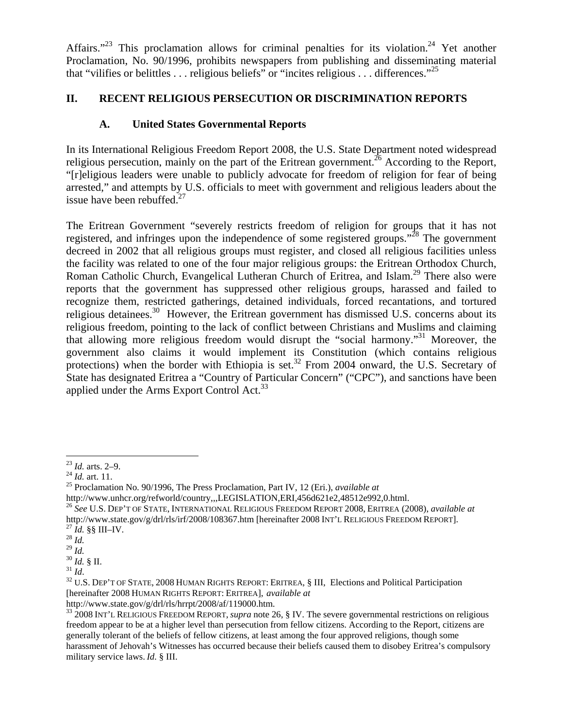Affairs."[23] This proclamation allows for criminal penalties for its violation.[24] Yet another Proclamation, No. 90/1996, prohibits newspapers from publishing and disseminating material that "vilifies or belittles . . . religious beliefs" or "incites religious . . . differences."[25]

## II. RECENT RELIGIOUS PERSECUTION OR DISCRIMINATION REPORTS

### A. United States Governmental Reports

In its International Religious Freedom Report 2008, the U.S. State Department noted widespread religious persecution, mainly on the part of the Eritrean government.[26] According to the Report, "[r]eligious leaders were unable to publicly advocate for freedom of religion for fear of being arrested," and attempts by U.S. officials to meet with government and religious leaders about the issue have been rebuffed.[27]

The Eritrean Government "severely restricts freedom of religion for groups that it has not registered, and infringes upon the independence of some registered groups."[28] The government decreed in 2002 that all religious groups must register, and closed all religious facilities unless the facility was related to one of the four major religious groups: the Eritrean Orthodox Church, Roman Catholic Church, Evangelical Lutheran Church of Eritrea, and Islam.[29] There also were reports that the government has suppressed other religious groups, harassed and failed to recognize them, restricted gatherings, detained individuals, forced recantations, and tortured religious detainees.[30] However, the Eritrean government has dismissed U.S. concerns about its religious freedom, pointing to the lack of conflict between Christians and Muslims and claiming that allowing more religious freedom would disrupt the "social harmony."[31] Moreover, the government also claims it would implement its Constitution (which contains religious protections) when the border with Ethiopia is set.[32] From 2004 onward, the U.S. Secretary of State has designated Eritrea a "Country of Particular Concern" ("CPC"), and sanctions have been applied under the Arms Export Control Act.[33]

---

[23] *Id.* arts. 2–9.

[24] *Id.* art. 11.

[25] Proclamation No. 90/1996, The Press Proclamation, Part IV, 12 (Eri.), *available at* http://www.unhcr.org/refworld/country,,,LEGISLATION,ERI,456d621e2,48512e992,0.html.

[26] *See* U.S. DEP'T OF STATE, INTERNATIONAL RELIGIOUS FREEDOM REPORT 2008, ERITREA (2008), *available at* http://www.state.gov/g/drl/rls/irf/2008/108367.htm [hereinafter 2008 INT'L RELIGIOUS FREEDOM REPORT].

[27] *Id.* §§ III–IV.

[28] *Id.*

[29] *Id.*

[30] *Id.* § II.

[31] *Id.*

[32] U.S. DEP'T OF STATE, 2008 HUMAN RIGHTS REPORT: ERITREA, § III, Elections and Political Participation [hereinafter 2008 HUMAN RIGHTS REPORT: ERITREA], *available at* http://www.state.gov/g/drl/rls/hrrpt/2008/af/119000.htm.

[33] 2008 INT'L RELIGIOUS FREEDOM REPORT, *supra* note 26, § IV. The severe governmental restrictions on religious freedom appear to be at a higher level than persecution from fellow citizens. According to the Report, citizens are generally tolerant of the beliefs of fellow citizens, at least among the four approved religions, though some harassment of Jehovah's Witnesses has occurred because their beliefs caused them to disobey Eritrea's compulsory military service laws. *Id.* § III.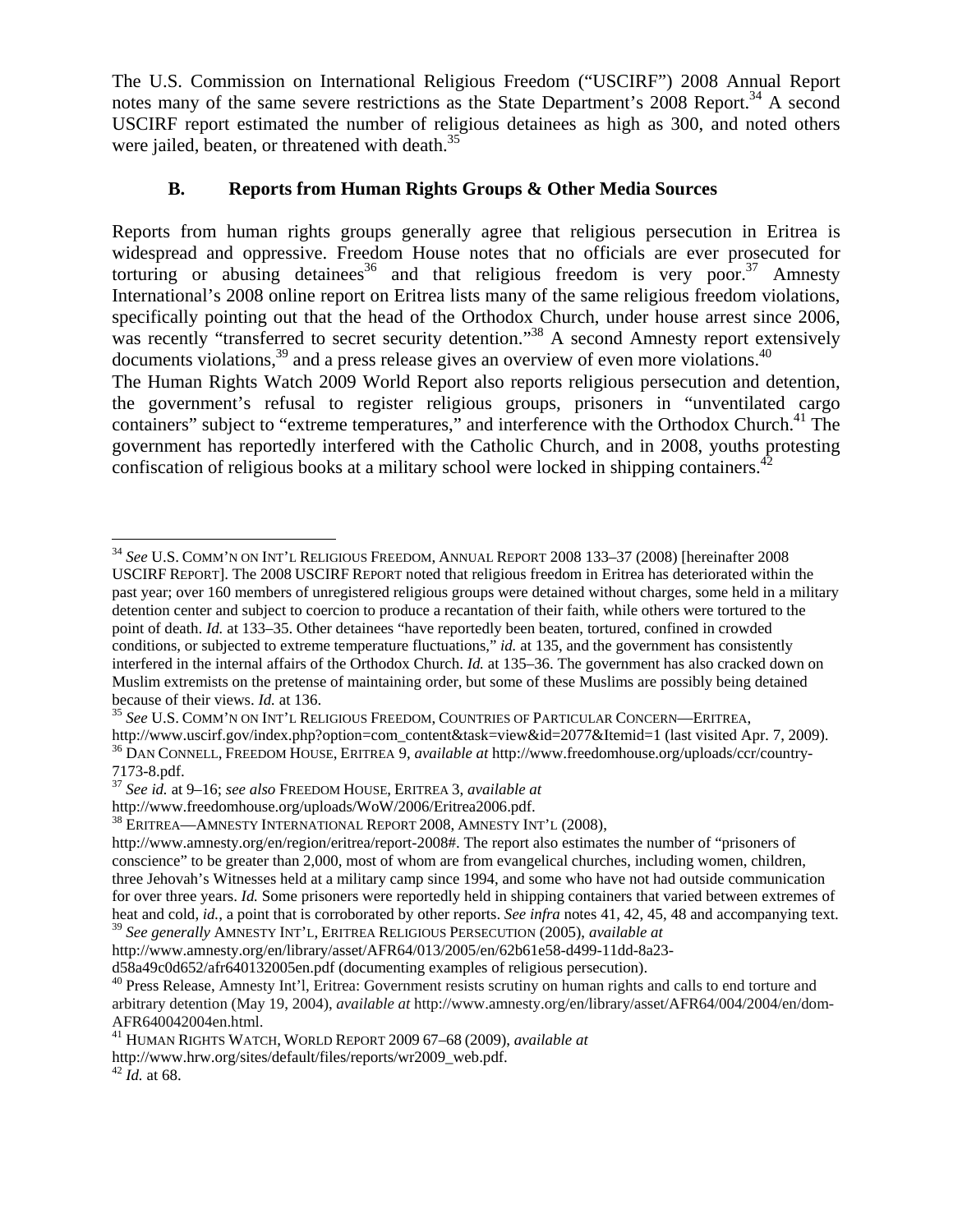The U.S. Commission on International Religious Freedom ("USCIRF") 2008 Annual Report notes many of the same severe restrictions as the State Department's 2008 Report.[34] A second USCIRF report estimated the number of religious detainees as high as 300, and noted others were jailed, beaten, or threatened with death.[35]

### B. Reports from Human Rights Groups & Other Media Sources

Reports from human rights groups generally agree that religious persecution in Eritrea is widespread and oppressive. Freedom House notes that no officials are ever prosecuted for torturing or abusing detainees[36] and that religious freedom is very poor.[37] Amnesty International's 2008 online report on Eritrea lists many of the same religious freedom violations, specifically pointing out that the head of the Orthodox Church, under house arrest since 2006, was recently "transferred to secret security detention."[38] A second Amnesty report extensively documents violations,[39] and a press release gives an overview of even more violations.[40]

The Human Rights Watch 2009 World Report also reports religious persecution and detention, the government's refusal to register religious groups, prisoners in "unventilated cargo containers" subject to "extreme temperatures," and interference with the Orthodox Church.[41] The government has reportedly interfered with the Catholic Church, and in 2008, youths protesting confiscation of religious books at a military school were locked in shipping containers.[42]

---

[34] *See* U.S. COMM'N ON INT'L RELIGIOUS FREEDOM, ANNUAL REPORT 2008 133–37 (2008) [hereinafter 2008 USCIRF REPORT]. The 2008 USCIRF REPORT noted that religious freedom in Eritrea has deteriorated within the past year; over 160 members of unregistered religious groups were detained without charges, some held in a military detention center and subject to coercion to produce a recantation of their faith, while others were tortured to the point of death. *Id.* at 133–35. Other detainees "have reportedly been beaten, tortured, confined in crowded conditions, or subjected to extreme temperature fluctuations," *id.* at 135, and the government has consistently interfered in the internal affairs of the Orthodox Church. *Id.* at 135–36. The government has also cracked down on Muslim extremists on the pretense of maintaining order, but some of these Muslims are possibly being detained because of their views. *Id.* at 136.

[35] *See* U.S. COMM'N ON INT'L RELIGIOUS FREEDOM, COUNTRIES OF PARTICULAR CONCERN—ERITREA, http://www.uscirf.gov/index.php?option=com_content&task=view&id=2077&Itemid=1 (last visited Apr. 7, 2009).

[36] DAN CONNELL, FREEDOM HOUSE, ERITREA 9, *available at* http://www.freedomhouse.org/uploads/ccr/country-7173-8.pdf.

[37] *See id.* at 9–16; *see also* FREEDOM HOUSE, ERITREA 3, *available at* http://www.freedomhouse.org/uploads/WoW/2006/Eritrea2006.pdf.

[38] ERITREA—AMNESTY INTERNATIONAL REPORT 2008, AMNESTY INT'L (2008), http://www.amnesty.org/en/region/eritrea/report-2008#. The report also estimates the number of "prisoners of conscience" to be greater than 2,000, most of whom are from evangelical churches, including women, children, three Jehovah's Witnesses held at a military camp since 1994, and some who have not had outside communication for over three years. *Id.* Some prisoners were reportedly held in shipping containers that varied between extremes of heat and cold, *id.*, a point that is corroborated by other reports. *See infra* notes 41, 42, 45, 48 and accompanying text.

[39] *See generally* AMNESTY INT'L, ERITREA RELIGIOUS PERSECUTION (2005), *available at* http://www.amnesty.org/en/library/asset/AFR64/013/2005/en/62b61e58-d499-11dd-8a23-d58a49c0d652/afr640132005en.pdf (documenting examples of religious persecution).

[40] Press Release, Amnesty Int'l, Eritrea: Government resists scrutiny on human rights and calls to end torture and arbitrary detention (May 19, 2004), *available at* http://www.amnesty.org/en/library/asset/AFR64/004/2004/en/dom-AFR640042004en.html.

[41] HUMAN RIGHTS WATCH, WORLD REPORT 2009 67–68 (2009), *available at* http://www.hrw.org/sites/default/files/reports/wr2009_web.pdf.

[42] *Id.* at 68.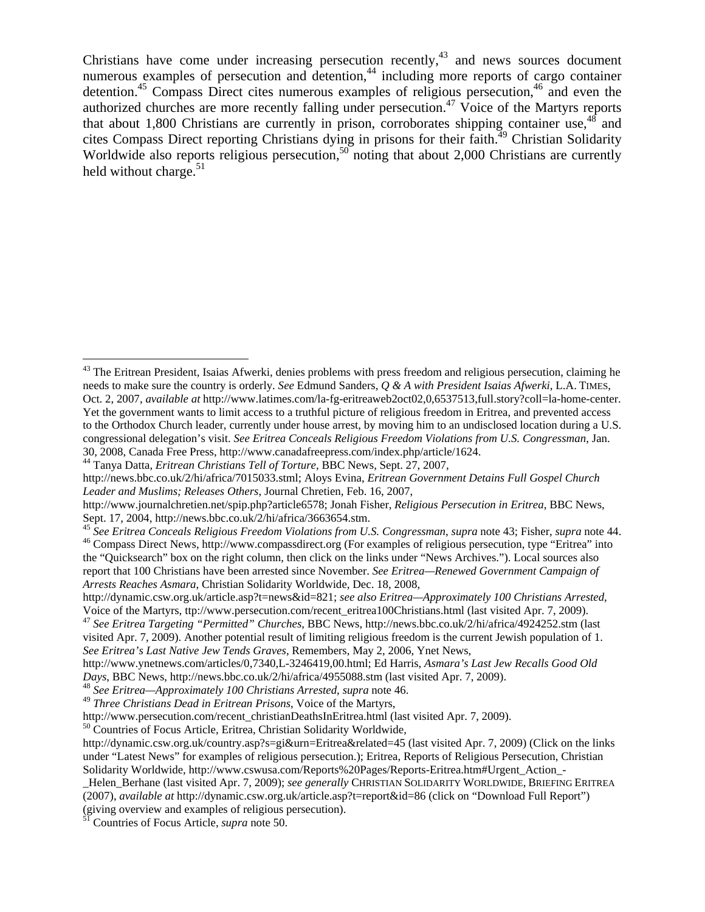Christians have come under increasing persecution recently,[43] and news sources document numerous examples of persecution and detention,[44] including more reports of cargo container detention.[45] Compass Direct cites numerous examples of religious persecution,[46] and even the authorized churches are more recently falling under persecution.[47] Voice of the Martyrs reports that about 1,800 Christians are currently in prison, corroborates shipping container use,[48] and cites Compass Direct reporting Christians dying in prisons for their faith.[49] Christian Solidarity Worldwide also reports religious persecution,[50] noting that about 2,000 Christians are currently held without charge.[51]

---

[43] The Eritrean President, Isaias Afwerki, denies problems with press freedom and religious persecution, claiming he needs to make sure the country is orderly. *See* Edmund Sanders, *Q & A with President Isaias Afwerki*, L.A. TIMES, Oct. 2, 2007, *available at* http://www.latimes.com/la-fg-eritreaweb2oct02,0,6537513,full.story?coll=la-home-center. Yet the government wants to limit access to a truthful picture of religious freedom in Eritrea, and prevented access to the Orthodox Church leader, currently under house arrest, by moving him to an undisclosed location during a U.S. congressional delegation's visit. *See Eritrea Conceals Religious Freedom Violations from U.S. Congressman*, Jan. 30, 2008, Canada Free Press, http://www.canadafreepress.com/index.php/article/1624.

[44] Tanya Datta, *Eritrean Christians Tell of Torture*, BBC News, Sept. 27, 2007, http://news.bbc.co.uk/2/hi/africa/7015033.stml; Aloys Evina, *Eritrean Government Detains Full Gospel Church Leader and Muslims; Releases Others*, Journal Chretien, Feb. 16, 2007, http://www.journalchretien.net/spip.php?article6578; Jonah Fisher, *Religious Persecution in Eritrea*, BBC News, Sept. 17, 2004, http://news.bbc.co.uk/2/hi/africa/3663654.stm.

[45] *See Eritrea Conceals Religious Freedom Violations from U.S. Congressman*, *supra* note 43; Fisher, *supra* note 44.

[46] Compass Direct News, http://www.compassdirect.org (For examples of religious persecution, type "Eritrea" into the "Quicksearch" box on the right column, then click on the links under "News Archives."). Local sources also report that 100 Christians have been arrested since November. *See Eritrea—Renewed Government Campaign of Arrests Reaches Asmara*, Christian Solidarity Worldwide, Dec. 18, 2008, http://dynamic.csw.org.uk/article.asp?t=news&id=821; *see also Eritrea—Approximately 100 Christians Arrested*, Voice of the Martyrs, ttp://www.persecution.com/recent_eritrea100Christians.html (last visited Apr. 7, 2009).

[47] *See Eritrea Targeting "Permitted" Churches*, BBC News, http://news.bbc.co.uk/2/hi/africa/4924252.stm (last visited Apr. 7, 2009). Another potential result of limiting religious freedom is the current Jewish population of 1. *See Eritrea's Last Native Jew Tends Graves*, Remembers, May 2, 2006, Ynet News, http://www.ynetnews.com/articles/0,7340,L-3246419,00.html; Ed Harris, *Asmara's Last Jew Recalls Good Old Days*, BBC News, http://news.bbc.co.uk/2/hi/africa/4955088.stm (last visited Apr. 7, 2009).

[48] *See Eritrea—Approximately 100 Christians Arrested*, *supra* note 46.

[49] *Three Christians Dead in Eritrean Prisons*, Voice of the Martyrs, http://www.persecution.com/recent_christianDeathsInEritrea.html (last visited Apr. 7, 2009).

[50] Countries of Focus Article, Eritrea, Christian Solidarity Worldwide, http://dynamic.csw.org.uk/country.asp?s=gi&urn=Eritrea&related=45 (last visited Apr. 7, 2009) (Click on the links under "Latest News" for examples of religious persecution.); Eritrea, Reports of Religious Persecution, Christian Solidarity Worldwide, http://www.cswusa.com/Reports%20Pages/Reports-Eritrea.htm#Urgent_Action_-_Helen_Berhane (last visited Apr. 7, 2009); *see generally* CHRISTIAN SOLIDARITY WORLDWIDE, BRIEFING ERITREA (2007), *available at* http://dynamic.csw.org.uk/article.asp?t=report&id=86 (click on "Download Full Report") (giving overview and examples of religious persecution).

[51] Countries of Focus Article, *supra* note 50.